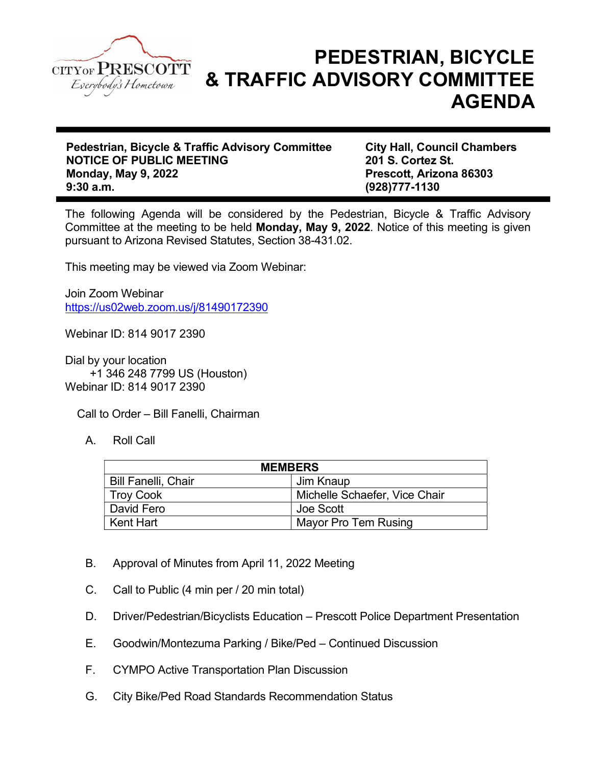CITY OF PRESCOTT
*Everybody's Hometown*

# PEDESTRIAN, BICYCLE & TRAFFIC ADVISORY COMMITTEE AGENDA

**Pedestrian, Bicycle & Traffic Advisory Committee**
**NOTICE OF PUBLIC MEETING**
**Monday, May 9, 2022**
**9:30 a.m.**

**City Hall, Council Chambers**
**201 S. Cortez St.**
**Prescott, Arizona 86303**
**(928)777-1130**

The following Agenda will be considered by the Pedestrian, Bicycle & Traffic Advisory Committee at the meeting to be held **Monday, May 9, 2022**. Notice of this meeting is given pursuant to Arizona Revised Statutes, Section 38-431.02.

This meeting may be viewed via Zoom Webinar:

Join Zoom Webinar
https://us02web.zoom.us/j/81490172390

Webinar ID: 814 9017 2390

Dial by your location
+1 346 248 7799 US (Houston)
Webinar ID: 814 9017 2390

Call to Order – Bill Fanelli, Chairman

A. Roll Call

| MEMBERS | |
|---|---|
| Bill Fanelli, Chair | Jim Knaup |
| Troy Cook | Michelle Schaefer, Vice Chair |
| David Fero | Joe Scott |
| Kent Hart | Mayor Pro Tem Rusing |

B. Approval of Minutes from April 11, 2022 Meeting

C. Call to Public (4 min per / 20 min total)

D. Driver/Pedestrian/Bicyclists Education – Prescott Police Department Presentation

E. Goodwin/Montezuma Parking / Bike/Ped – Continued Discussion

F. CYMPO Active Transportation Plan Discussion

G. City Bike/Ped Road Standards Recommendation Status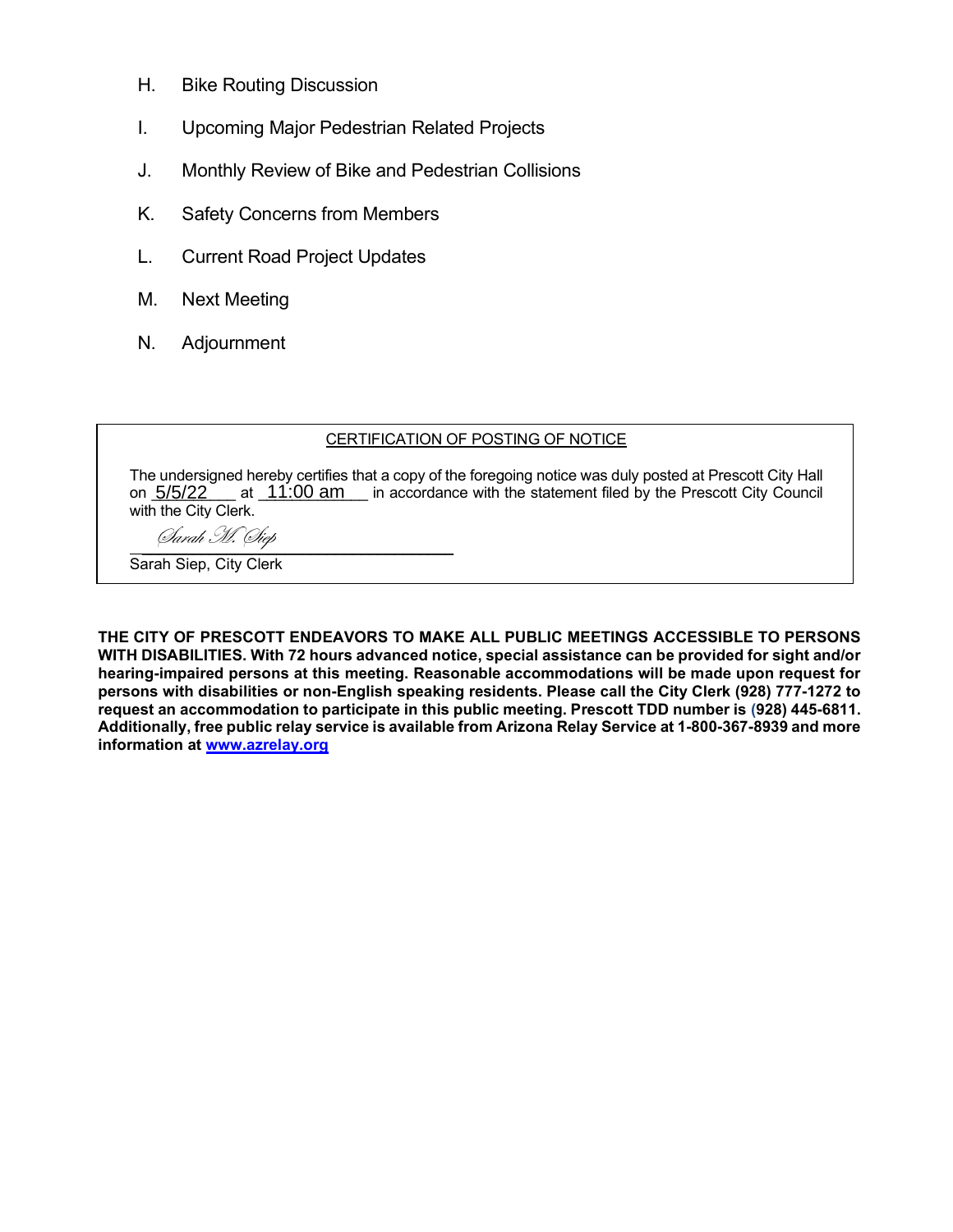H. Bike Routing Discussion

I. Upcoming Major Pedestrian Related Projects

J. Monthly Review of Bike and Pedestrian Collisions

K. Safety Concerns from Members

L. Current Road Project Updates

M. Next Meeting

N. Adjournment

<u>CERTIFICATION OF POSTING OF NOTICE</u>

The undersigned hereby certifies that a copy of the foregoing notice was duly posted at Prescott City Hall on 5/5/22 at 11:00 am in accordance with the statement filed by the Prescott City Council with the City Clerk.

*Sarah M. Siep*

Sarah Siep, City Clerk

**THE CITY OF PRESCOTT ENDEAVORS TO MAKE ALL PUBLIC MEETINGS ACCESSIBLE TO PERSONS WITH DISABILITIES. With 72 hours advanced notice, special assistance can be provided for sight and/or hearing-impaired persons at this meeting. Reasonable accommodations will be made upon request for persons with disabilities or non-English speaking residents. Please call the City Clerk (928) 777-1272 to request an accommodation to participate in this public meeting. Prescott TDD number is (928) 445-6811. Additionally, free public relay service is available from Arizona Relay Service at 1-800-367-8939 and more information at [www.azrelay.org](http://www.azrelay.org)**